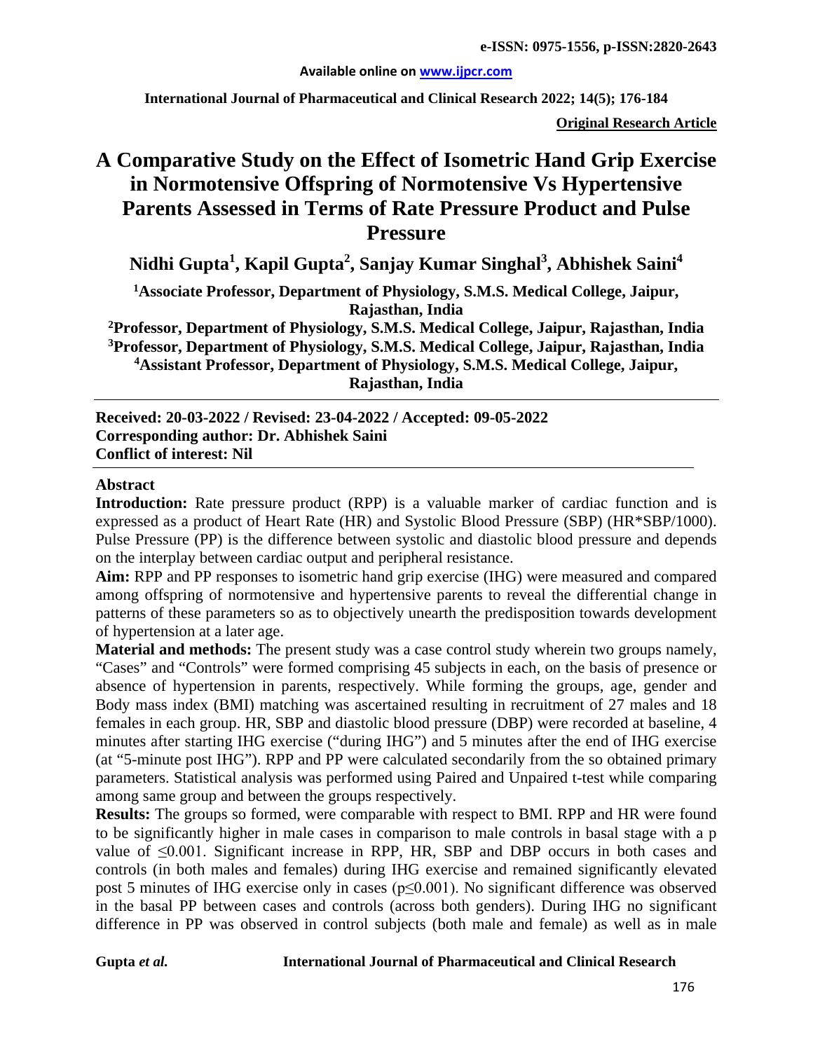e-ISSN: 0975-1556, p-ISSN:2820-2643

Available online on www.ijpcr.com

International Journal of Pharmaceutical and Clinical Research 2022; 14(5); 176-184

**Original Research Article**

# A Comparative Study on the Effect of Isometric Hand Grip Exercise in Normotensive Offspring of Normotensive Vs Hypertensive Parents Assessed in Terms of Rate Pressure Product and Pulse Pressure

**Nidhi Gupta[1], Kapil Gupta[2], Sanjay Kumar Singhal[3], Abhishek Saini[4]**

[1]Associate Professor, Department of Physiology, S.M.S. Medical College, Jaipur, Rajasthan, India

[2]Professor, Department of Physiology, S.M.S. Medical College, Jaipur, Rajasthan, India

[3]Professor, Department of Physiology, S.M.S. Medical College, Jaipur, Rajasthan, India

[4]Assistant Professor, Department of Physiology, S.M.S. Medical College, Jaipur, Rajasthan, India

**Received: 20-03-2022 / Revised: 23-04-2022 / Accepted: 09-05-2022**
**Corresponding author: Dr. Abhishek Saini**
**Conflict of interest: Nil**

## Abstract

**Introduction:** Rate pressure product (RPP) is a valuable marker of cardiac function and is expressed as a product of Heart Rate (HR) and Systolic Blood Pressure (SBP) (HR*SBP/1000). Pulse Pressure (PP) is the difference between systolic and diastolic blood pressure and depends on the interplay between cardiac output and peripheral resistance.

**Aim:** RPP and PP responses to isometric hand grip exercise (IHG) were measured and compared among offspring of normotensive and hypertensive parents to reveal the differential change in patterns of these parameters so as to objectively unearth the predisposition towards development of hypertension at a later age.

**Material and methods:** The present study was a case control study wherein two groups namely, "Cases" and "Controls" were formed comprising 45 subjects in each, on the basis of presence or absence of hypertension in parents, respectively. While forming the groups, age, gender and Body mass index (BMI) matching was ascertained resulting in recruitment of 27 males and 18 females in each group. HR, SBP and diastolic blood pressure (DBP) were recorded at baseline, 4 minutes after starting IHG exercise ("during IHG") and 5 minutes after the end of IHG exercise (at "5-minute post IHG"). RPP and PP were calculated secondarily from the so obtained primary parameters. Statistical analysis was performed using Paired and Unpaired t-test while comparing among same group and between the groups respectively.

**Results:** The groups so formed, were comparable with respect to BMI. RPP and HR were found to be significantly higher in male cases in comparison to male controls in basal stage with a p value of $\leq 0.001$. Significant increase in RPP, HR, SBP and DBP occurs in both cases and controls (in both males and females) during IHG exercise and remained significantly elevated post 5 minutes of IHG exercise only in cases ($p \leq 0.001$). No significant difference was observed in the basal PP between cases and controls (across both genders). During IHG no significant difference in PP was observed in control subjects (both male and female) as well as in male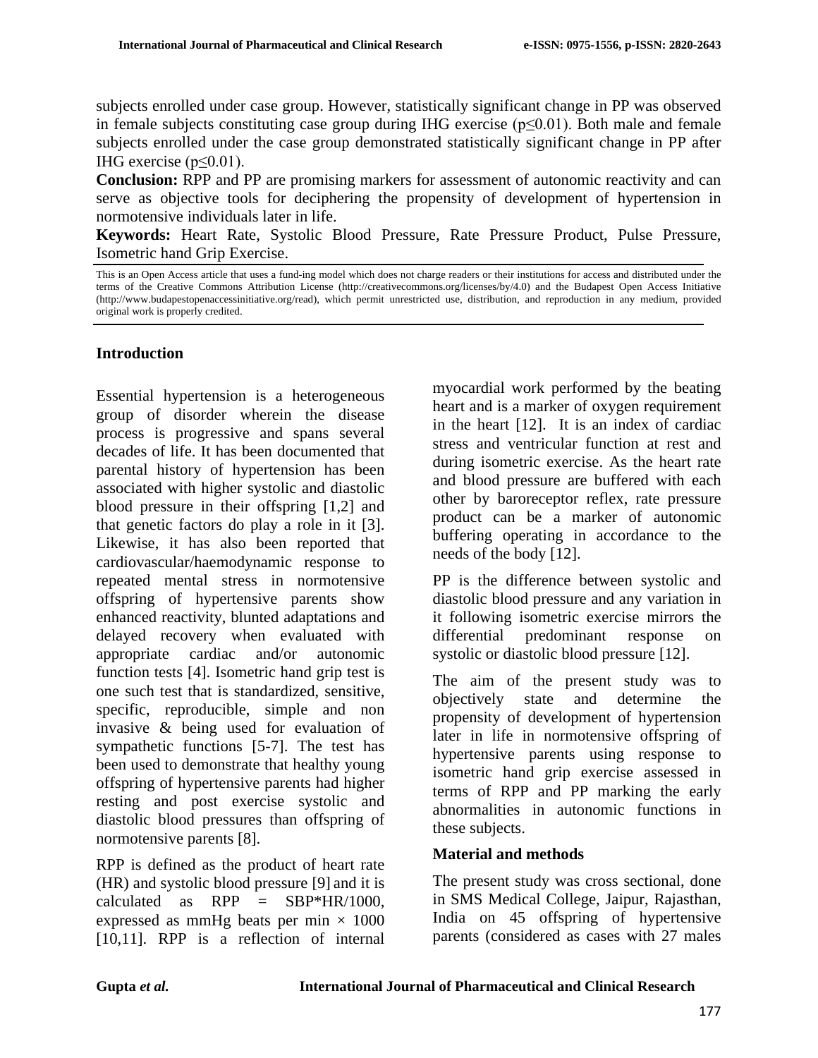subjects enrolled under case group. However, statistically significant change in PP was observed in female subjects constituting case group during IHG exercise ($p \leq 0.01$). Both male and female subjects enrolled under the case group demonstrated statistically significant change in PP after IHG exercise ($p \leq 0.01$).

**Conclusion:** RPP and PP are promising markers for assessment of autonomic reactivity and can serve as objective tools for deciphering the propensity of development of hypertension in normotensive individuals later in life.

**Keywords:** Heart Rate, Systolic Blood Pressure, Rate Pressure Product, Pulse Pressure, Isometric hand Grip Exercise.

This is an Open Access article that uses a fund-ing model which does not charge readers or their institutions for access and distributed under the terms of the Creative Commons Attribution License (http://creativecommons.org/licenses/by/4.0) and the Budapest Open Access Initiative (http://www.budapestopenaccessinitiative.org/read), which permit unrestricted use, distribution, and reproduction in any medium, provided original work is properly credited.

## Introduction

Essential hypertension is a heterogeneous group of disorder wherein the disease process is progressive and spans several decades of life. It has been documented that parental history of hypertension has been associated with higher systolic and diastolic blood pressure in their offspring [1,2] and that genetic factors do play a role in it [3]. Likewise, it has also been reported that cardiovascular/haemodynamic response to repeated mental stress in normotensive offspring of hypertensive parents show enhanced reactivity, blunted adaptations and delayed recovery when evaluated with appropriate cardiac and/or autonomic function tests [4]. Isometric hand grip test is one such test that is standardized, sensitive, specific, reproducible, simple and non invasive & being used for evaluation of sympathetic functions [5-7]. The test has been used to demonstrate that healthy young offspring of hypertensive parents had higher resting and post exercise systolic and diastolic blood pressures than offspring of normotensive parents [8].

RPP is defined as the product of heart rate (HR) and systolic blood pressure [9] and it is calculated as RPP = SBP*HR/1000, expressed as mmHg beats per min × 1000 [10,11]. RPP is a reflection of internal myocardial work performed by the beating heart and is a marker of oxygen requirement in the heart [12]. It is an index of cardiac stress and ventricular function at rest and during isometric exercise. As the heart rate and blood pressure are buffered with each other by baroreceptor reflex, rate pressure product can be a marker of autonomic buffering operating in accordance to the needs of the body [12].

PP is the difference between systolic and diastolic blood pressure and any variation in it following isometric exercise mirrors the differential predominant response on systolic or diastolic blood pressure [12].

The aim of the present study was to objectively state and determine the propensity of development of hypertension later in life in normotensive offspring of hypertensive parents using response to isometric hand grip exercise assessed in terms of RPP and PP marking the early abnormalities in autonomic functions in these subjects.

## Material and methods

The present study was cross sectional, done in SMS Medical College, Jaipur, Rajasthan, India on 45 offspring of hypertensive parents (considered as cases with 27 males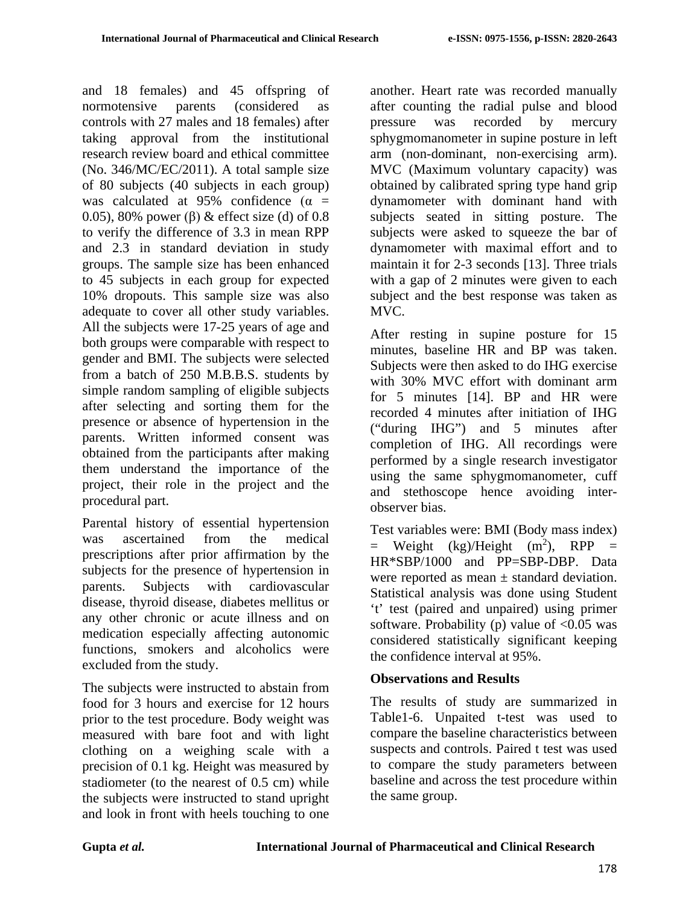and 18 females) and 45 offspring of normotensive parents (considered as controls with 27 males and 18 females) after taking approval from the institutional research review board and ethical committee (No. 346/MC/EC/2011). A total sample size of 80 subjects (40 subjects in each group) was calculated at 95% confidence ($\alpha$ = 0.05), 80% power ($\beta$) & effect size (d) of 0.8 to verify the difference of 3.3 in mean RPP and 2.3 in standard deviation in study groups. The sample size has been enhanced to 45 subjects in each group for expected 10% dropouts. This sample size was also adequate to cover all other study variables. All the subjects were 17-25 years of age and both groups were comparable with respect to gender and BMI. The subjects were selected from a batch of 250 M.B.B.S. students by simple random sampling of eligible subjects after selecting and sorting them for the presence or absence of hypertension in the parents. Written informed consent was obtained from the participants after making them understand the importance of the project, their role in the project and the procedural part.

Parental history of essential hypertension was ascertained from the medical prescriptions after prior affirmation by the subjects for the presence of hypertension in parents. Subjects with cardiovascular disease, thyroid disease, diabetes mellitus or any other chronic or acute illness and on medication especially affecting autonomic functions, smokers and alcoholics were excluded from the study.

The subjects were instructed to abstain from food for 3 hours and exercise for 12 hours prior to the test procedure. Body weight was measured with bare foot and with light clothing on a weighing scale with a precision of 0.1 kg. Height was measured by stadiometer (to the nearest of 0.5 cm) while the subjects were instructed to stand upright and look in front with heels touching to one another. Heart rate was recorded manually after counting the radial pulse and blood pressure was recorded by mercury sphygmomanometer in supine posture in left arm (non-dominant, non-exercising arm). MVC (Maximum voluntary capacity) was obtained by calibrated spring type hand grip dynamometer with dominant hand with subjects seated in sitting posture. The subjects were asked to squeeze the bar of dynamometer with maximal effort and to maintain it for 2-3 seconds [13]. Three trials with a gap of 2 minutes were given to each subject and the best response was taken as MVC.

After resting in supine posture for 15 minutes, baseline HR and BP was taken. Subjects were then asked to do IHG exercise with 30% MVC effort with dominant arm for 5 minutes [14]. BP and HR were recorded 4 minutes after initiation of IHG ("during IHG") and 5 minutes after completion of IHG. All recordings were performed by a single research investigator using the same sphygmomanometer, cuff and stethoscope hence avoiding inter-observer bias.

Test variables were: BMI (Body mass index) = Weight (kg)/Height ($m^2$), RPP = HR*SBP/1000 and PP=SBP-DBP. Data were reported as mean ± standard deviation. Statistical analysis was done using Student 't' test (paired and unpaired) using primer software. Probability (p) value of <0.05 was considered statistically significant keeping the confidence interval at 95%.

## Observations and Results

The results of study are summarized in Table1-6. Unpaited t-test was used to compare the baseline characteristics between suspects and controls. Paired t test was used to compare the study parameters between baseline and across the test procedure within the same group.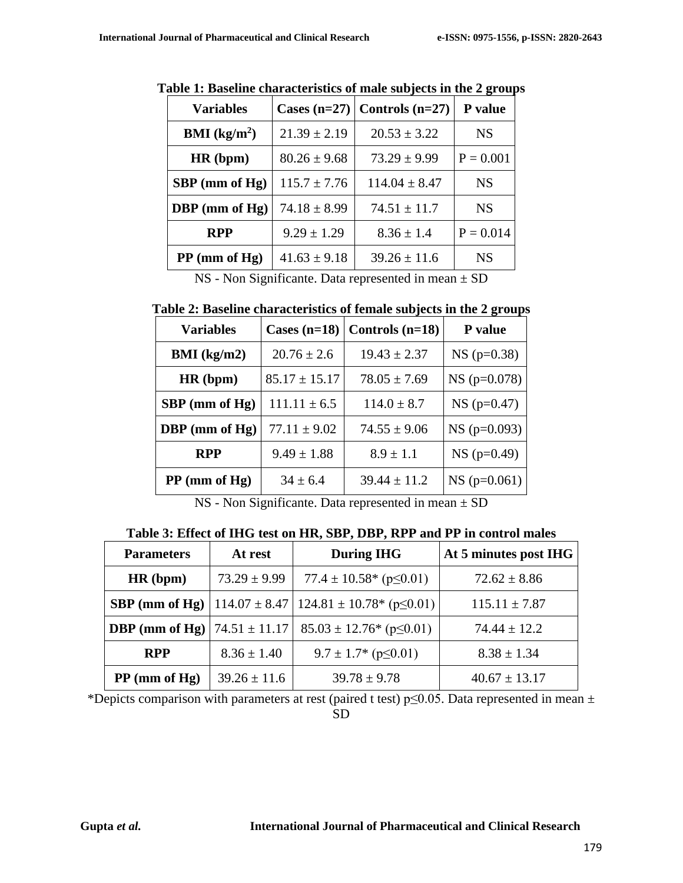**Table 1: Baseline characteristics of male subjects in the 2 groups**

| Variables | Cases (n=27) | Controls (n=27) | P value |
|---|---|---|---|
| BMI ($kg/m^2$) | 21.39 ± 2.19 | 20.53 ± 3.22 | NS |
| HR (bpm) | 80.26 ± 9.68 | 73.29 ± 9.99 | P = 0.001 |
| SBP (mm of Hg) | 115.7 ± 7.76 | 114.04 ± 8.47 | NS |
| DBP (mm of Hg) | 74.18 ± 8.99 | 74.51 ± 11.7 | NS |
| RPP | 9.29 ± 1.29 | 8.36 ± 1.4 | P = 0.014 |
| PP (mm of Hg) | 41.63 ± 9.18 | 39.26 ± 11.6 | NS |

NS - Non Significante. Data represented in mean ± SD

**Table 2: Baseline characteristics of female subjects in the 2 groups**

| Variables | Cases (n=18) | Controls (n=18) | P value |
|---|---|---|---|
| BMI (kg/m2) | 20.76 ± 2.6 | 19.43 ± 2.37 | NS (p=0.38) |
| HR (bpm) | 85.17 ± 15.17 | 78.05 ± 7.69 | NS (p=0.078) |
| SBP (mm of Hg) | 111.11 ± 6.5 | 114.0 ± 8.7 | NS (p=0.47) |
| DBP (mm of Hg) | 77.11 ± 9.02 | 74.55 ± 9.06 | NS (p=0.093) |
| RPP | 9.49 ± 1.88 | 8.9 ± 1.1 | NS (p=0.49) |
| PP (mm of Hg) | 34 ± 6.4 | 39.44 ± 11.2 | NS (p=0.061) |

NS - Non Significante. Data represented in mean ± SD

**Table 3: Effect of IHG test on HR, SBP, DBP, RPP and PP in control males**

| Parameters | At rest | During IHG | At 5 minutes post IHG |
|---|---|---|---|
| HR (bpm) | 73.29 ± 9.99 | 77.4 ± 10.58* ($p \leq 0.01$) | 72.62 ± 8.86 |
| SBP (mm of Hg) | 114.07 ± 8.47 | 124.81 ± 10.78* ($p \leq 0.01$) | 115.11 ± 7.87 |
| DBP (mm of Hg) | 74.51 ± 11.17 | 85.03 ± 12.76* ($p \leq 0.01$) | 74.44 ± 12.2 |
| RPP | 8.36 ± 1.40 | 9.7 ± 1.7* ($p \leq 0.01$) | 8.38 ± 1.34 |
| PP (mm of Hg) | 39.26 ± 11.6 | 39.78 ± 9.78 | 40.67 ± 13.17 |

*Depicts comparison with parameters at rest (paired t test) $p \leq 0.05$. Data represented in mean ± SD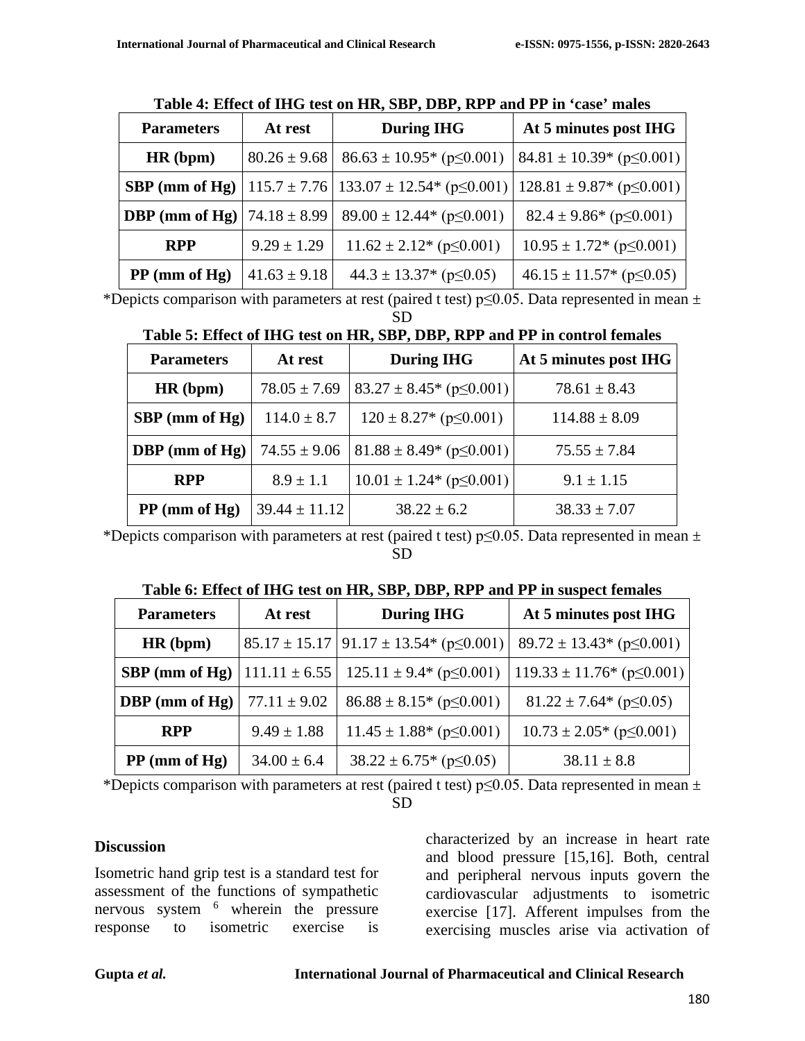**Table 4: Effect of IHG test on HR, SBP, DBP, RPP and PP in 'case' males**

| Parameters | At rest | During IHG | At 5 minutes post IHG |
|---|---|---|---|
| **HR (bpm)** | 80.26 ± 9.68 | 86.63 ± 10.95* ($p \leq 0.001$) | 84.81 ± 10.39* ($p \leq 0.001$) |
| **SBP (mm of Hg)** | 115.7 ± 7.76 | 133.07 ± 12.54* ($p \leq 0.001$) | 128.81 ± 9.87* ($p \leq 0.001$) |
| **DBP (mm of Hg)** | 74.18 ± 8.99 | 89.00 ± 12.44* ($p \leq 0.001$) | 82.4 ± 9.86* ($p \leq 0.001$) |
| **RPP** | 9.29 ± 1.29 | 11.62 ± 2.12* ($p \leq 0.001$) | 10.95 ± 1.72* ($p \leq 0.001$) |
| **PP (mm of Hg)** | 41.63 ± 9.18 | 44.3 ± 13.37* ($p \leq 0.05$) | 46.15 ± 11.57* ($p \leq 0.05$) |

*Depicts comparison with parameters at rest (paired t test) $p \leq 0.05$. Data represented in mean ± SD

**Table 5: Effect of IHG test on HR, SBP, DBP, RPP and PP in control females**

| Parameters | At rest | During IHG | At 5 minutes post IHG |
|---|---|---|---|
| **HR (bpm)** | 78.05 ± 7.69 | 83.27 ± 8.45* ($p \leq 0.001$) | 78.61 ± 8.43 |
| **SBP (mm of Hg)** | 114.0 ± 8.7 | 120 ± 8.27* ($p \leq 0.001$) | 114.88 ± 8.09 |
| **DBP (mm of Hg)** | 74.55 ± 9.06 | 81.88 ± 8.49* ($p \leq 0.001$) | 75.55 ± 7.84 |
| **RPP** | 8.9 ± 1.1 | 10.01 ± 1.24* ($p \leq 0.001$) | 9.1 ± 1.15 |
| **PP (mm of Hg)** | 39.44 ± 11.12 | 38.22 ± 6.2 | 38.33 ± 7.07 |

*Depicts comparison with parameters at rest (paired t test) $p \leq 0.05$. Data represented in mean ± SD

**Table 6: Effect of IHG test on HR, SBP, DBP, RPP and PP in suspect females**

| Parameters | At rest | During IHG | At 5 minutes post IHG |
|---|---|---|---|
| **HR (bpm)** | 85.17 ± 15.17 | 91.17 ± 13.54* ($p \leq 0.001$) | 89.72 ± 13.43* ($p \leq 0.001$) |
| **SBP (mm of Hg)** | 111.11 ± 6.55 | 125.11 ± 9.4* ($p \leq 0.001$) | 119.33 ± 11.76* ($p \leq 0.001$) |
| **DBP (mm of Hg)** | 77.11 ± 9.02 | 86.88 ± 8.15* ($p \leq 0.001$) | 81.22 ± 7.64* ($p \leq 0.05$) |
| **RPP** | 9.49 ± 1.88 | 11.45 ± 1.88* ($p \leq 0.001$) | 10.73 ± 2.05* ($p \leq 0.001$) |
| **PP (mm of Hg)** | 34.00 ± 6.4 | 38.22 ± 6.75* ($p \leq 0.05$) | 38.11 ± 8.8 |

*Depicts comparison with parameters at rest (paired t test) $p \leq 0.05$. Data represented in mean ± SD

## Discussion

Isometric hand grip test is a standard test for assessment of the functions of sympathetic nervous system [6] wherein the pressure response to isometric exercise is characterized by an increase in heart rate and blood pressure [15,16]. Both, central and peripheral nervous inputs govern the cardiovascular adjustments to isometric exercise [17]. Afferent impulses from the exercising muscles arise via activation of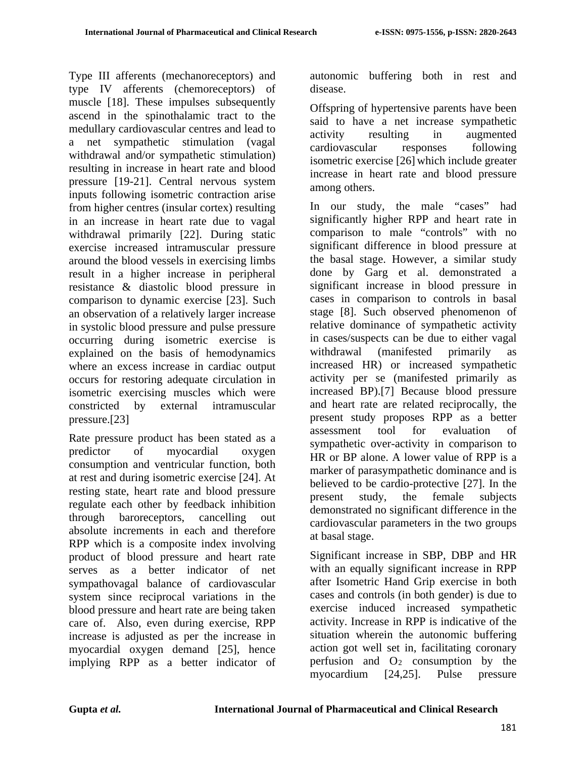Type III afferents (mechanoreceptors) and type IV afferents (chemoreceptors) of muscle [18]. These impulses subsequently ascend in the spinothalamic tract to the medullary cardiovascular centres and lead to a net sympathetic stimulation (vagal withdrawal and/or sympathetic stimulation) resulting in increase in heart rate and blood pressure [19-21]. Central nervous system inputs following isometric contraction arise from higher centres (insular cortex) resulting in an increase in heart rate due to vagal withdrawal primarily [22]. During static exercise increased intramuscular pressure around the blood vessels in exercising limbs result in a higher increase in peripheral resistance & diastolic blood pressure in comparison to dynamic exercise [23]. Such an observation of a relatively larger increase in systolic blood pressure and pulse pressure occurring during isometric exercise is explained on the basis of hemodynamics where an excess increase in cardiac output occurs for restoring adequate circulation in isometric exercising muscles which were constricted by external intramuscular pressure.[23]

Rate pressure product has been stated as a predictor of myocardial oxygen consumption and ventricular function, both at rest and during isometric exercise [24]. At resting state, heart rate and blood pressure regulate each other by feedback inhibition through baroreceptors, cancelling out absolute increments in each and therefore RPP which is a composite index involving product of blood pressure and heart rate serves as a better indicator of net sympathovagal balance of cardiovascular system since reciprocal variations in the blood pressure and heart rate are being taken care of. Also, even during exercise, RPP increase is adjusted as per the increase in myocardial oxygen demand [25], hence implying RPP as a better indicator of autonomic buffering both in rest and disease.

Offspring of hypertensive parents have been said to have a net increase sympathetic activity resulting in augmented cardiovascular responses following isometric exercise [26] which include greater increase in heart rate and blood pressure among others.

In our study, the male "cases" had significantly higher RPP and heart rate in comparison to male "controls" with no significant difference in blood pressure at the basal stage. However, a similar study done by Garg et al. demonstrated a significant increase in blood pressure in cases in comparison to controls in basal stage [8]. Such observed phenomenon of relative dominance of sympathetic activity in cases/suspects can be due to either vagal withdrawal (manifested primarily as increased HR) or increased sympathetic activity per se (manifested primarily as increased BP).[7] Because blood pressure and heart rate are related reciprocally, the present study proposes RPP as a better assessment tool for evaluation of sympathetic over-activity in comparison to HR or BP alone. A lower value of RPP is a marker of parasympathetic dominance and is believed to be cardio-protective [27]. In the present study, the female subjects demonstrated no significant difference in the cardiovascular parameters in the two groups at basal stage.

Significant increase in SBP, DBP and HR with an equally significant increase in RPP after Isometric Hand Grip exercise in both cases and controls (in both gender) is due to exercise induced increased sympathetic activity. Increase in RPP is indicative of the situation wherein the autonomic buffering action got well set in, facilitating coronary perfusion and $O_2$ consumption by the myocardium [24,25]. Pulse pressure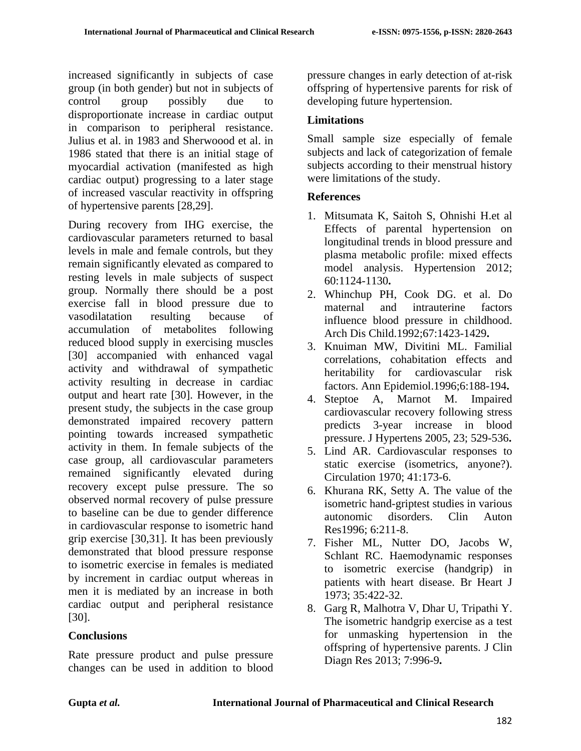increased significantly in subjects of case group (in both gender) but not in subjects of control group possibly due to disproportionate increase in cardiac output in comparison to peripheral resistance. Julius et al. in 1983 and Sherwoood et al. in 1986 stated that there is an initial stage of myocardial activation (manifested as high cardiac output) progressing to a later stage of increased vascular reactivity in offspring of hypertensive parents [28,29].

During recovery from IHG exercise, the cardiovascular parameters returned to basal levels in male and female controls, but they remain significantly elevated as compared to resting levels in male subjects of suspect group. Normally there should be a post exercise fall in blood pressure due to vasodilatation resulting because of accumulation of metabolites following reduced blood supply in exercising muscles [30] accompanied with enhanced vagal activity and withdrawal of sympathetic activity resulting in decrease in cardiac output and heart rate [30]. However, in the present study, the subjects in the case group demonstrated impaired recovery pattern pointing towards increased sympathetic activity in them. In female subjects of the case group, all cardiovascular parameters remained significantly elevated during recovery except pulse pressure. The so observed normal recovery of pulse pressure to baseline can be due to gender difference in cardiovascular response to isometric hand grip exercise [30,31]. It has been previously demonstrated that blood pressure response to isometric exercise in females is mediated by increment in cardiac output whereas in men it is mediated by an increase in both cardiac output and peripheral resistance [30].

## Conclusions

Rate pressure product and pulse pressure changes can be used in addition to blood pressure changes in early detection of at-risk offspring of hypertensive parents for risk of developing future hypertension.

## Limitations

Small sample size especially of female subjects and lack of categorization of female subjects according to their menstrual history were limitations of the study.

## References

1. Mitsumata K, Saitoh S, Ohnishi H.et al Effects of parental hypertension on longitudinal trends in blood pressure and plasma metabolic profile: mixed effects model analysis. Hypertension 2012; 60:1124-1130**.**
2. Whinchup PH, Cook DG. et al. Do maternal and intrauterine factors influence blood pressure in childhood. Arch Dis Child.1992;67:1423-1429**.**
3. Knuiman MW, Divitini ML. Familial correlations, cohabitation effects and heritability for cardiovascular risk factors. Ann Epidemiol.1996;6:188-194**.**
4. Steptoe A, Marnot M. Impaired cardiovascular recovery following stress predicts 3-year increase in blood pressure. J Hypertens 2005, 23; 529-536**.**
5. Lind AR. Cardiovascular responses to static exercise (isometrics, anyone?). Circulation 1970; 41:173-6.
6. Khurana RK, Setty A. The value of the isometric hand-griptest studies in various autonomic disorders. Clin Auton Res1996; 6:211-8.
7. Fisher ML, Nutter DO, Jacobs W, Schlant RC. Haemodynamic responses to isometric exercise (handgrip) in patients with heart disease. Br Heart J 1973; 35:422-32.
8. Garg R, Malhotra V, Dhar U, Tripathi Y. The isometric handgrip exercise as a test for unmasking hypertension in the offspring of hypertensive parents. J Clin Diagn Res 2013; 7:996-9**.**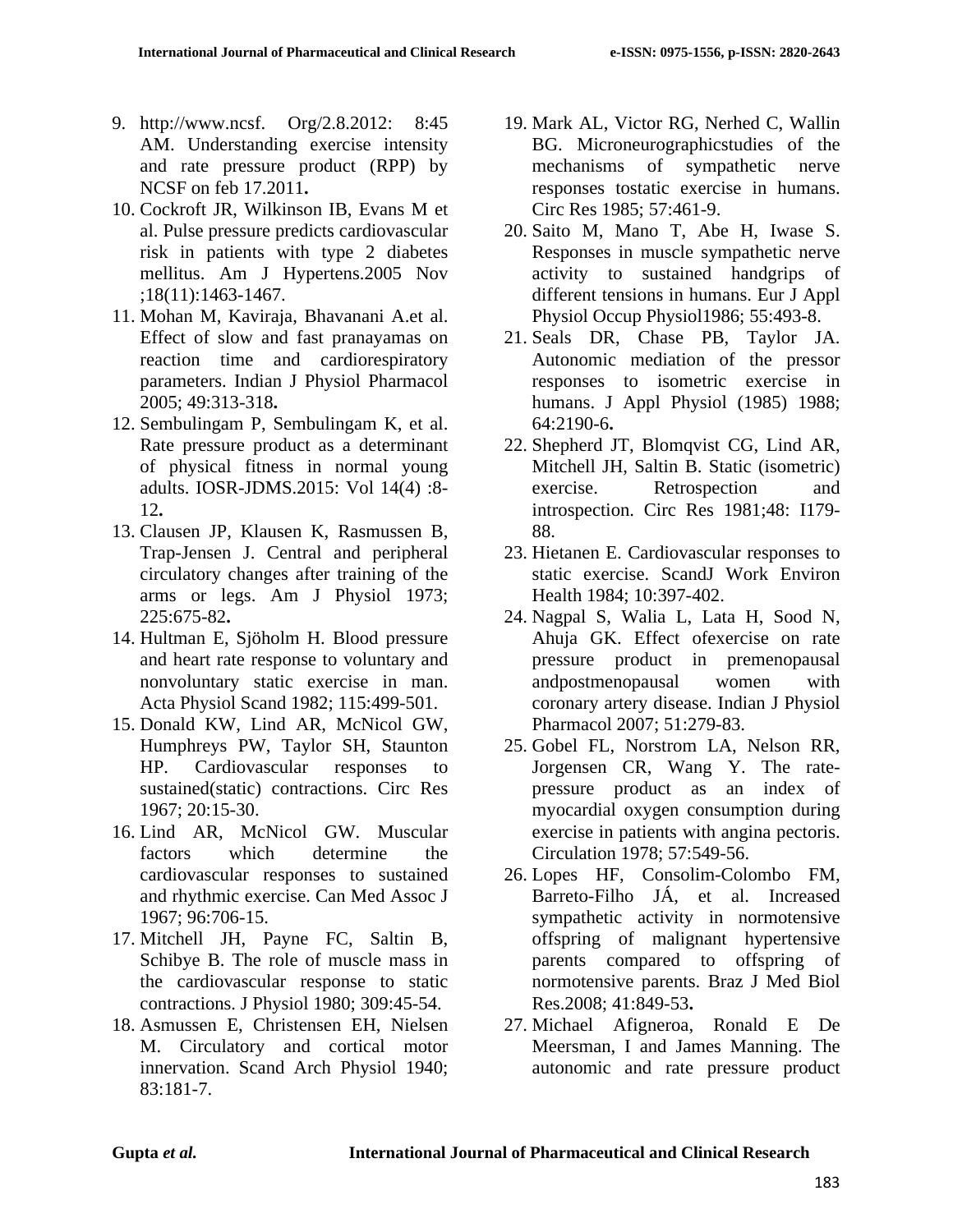9. http://www.ncsf. Org/2.8.2012: 8:45 AM. Understanding exercise intensity and rate pressure product (RPP) by NCSF on feb 17.2011**.**
10. Cockroft JR, Wilkinson IB, Evans M et al. Pulse pressure predicts cardiovascular risk in patients with type 2 diabetes mellitus. Am J Hypertens.2005 Nov ;18(11):1463-1467.
11. Mohan M, Kaviraja, Bhavanani A.et al. Effect of slow and fast pranayamas on reaction time and cardiorespiratory parameters. Indian J Physiol Pharmacol 2005; 49:313-318**.**
12. Sembulingam P, Sembulingam K, et al. Rate pressure product as a determinant of physical fitness in normal young adults. IOSR-JDMS.2015: Vol 14(4) :8-12**.**
13. Clausen JP, Klausen K, Rasmussen B, Trap-Jensen J. Central and peripheral circulatory changes after training of the arms or legs. Am J Physiol 1973; 225:675-82**.**
14. Hultman E, Sjöholm H. Blood pressure and heart rate response to voluntary and nonvoluntary static exercise in man. Acta Physiol Scand 1982; 115:499-501.
15. Donald KW, Lind AR, McNicol GW, Humphreys PW, Taylor SH, Staunton HP. Cardiovascular responses to sustained(static) contractions. Circ Res 1967; 20:15-30.
16. Lind AR, McNicol GW. Muscular factors which determine the cardiovascular responses to sustained and rhythmic exercise. Can Med Assoc J 1967; 96:706-15.
17. Mitchell JH, Payne FC, Saltin B, Schibye B. The role of muscle mass in the cardiovascular response to static contractions. J Physiol 1980; 309:45-54.
18. Asmussen E, Christensen EH, Nielsen M. Circulatory and cortical motor innervation. Scand Arch Physiol 1940; 83:181-7.
19. Mark AL, Victor RG, Nerhed C, Wallin BG. Microneurographicstudies of the mechanisms of sympathetic nerve responses tostatic exercise in humans. Circ Res 1985; 57:461-9.
20. Saito M, Mano T, Abe H, Iwase S. Responses in muscle sympathetic nerve activity to sustained handgrips of different tensions in humans. Eur J Appl Physiol Occup Physiol1986; 55:493-8.
21. Seals DR, Chase PB, Taylor JA. Autonomic mediation of the pressor responses to isometric exercise in humans. J Appl Physiol (1985) 1988; 64:2190-6**.**
22. Shepherd JT, Blomqvist CG, Lind AR, Mitchell JH, Saltin B. Static (isometric) exercise. Retrospection and introspection. Circ Res 1981;48: I179-88.
23. Hietanen E. Cardiovascular responses to static exercise. ScandJ Work Environ Health 1984; 10:397-402.
24. Nagpal S, Walia L, Lata H, Sood N, Ahuja GK. Effect ofexercise on rate pressure product in premenopausal andpostmenopausal women with coronary artery disease. Indian J Physiol Pharmacol 2007; 51:279-83.
25. Gobel FL, Norstrom LA, Nelson RR, Jorgensen CR, Wang Y. The rate-pressure product as an index of myocardial oxygen consumption during exercise in patients with angina pectoris. Circulation 1978; 57:549-56.
26. Lopes HF, Consolim-Colombo FM, Barreto-Filho JÁ, et al. Increased sympathetic activity in normotensive offspring of malignant hypertensive parents compared to offspring of normotensive parents. Braz J Med Biol Res.2008; 41:849-53**.**
27. Michael Afigneroa, Ronald E De Meersman, I and James Manning. The autonomic and rate pressure product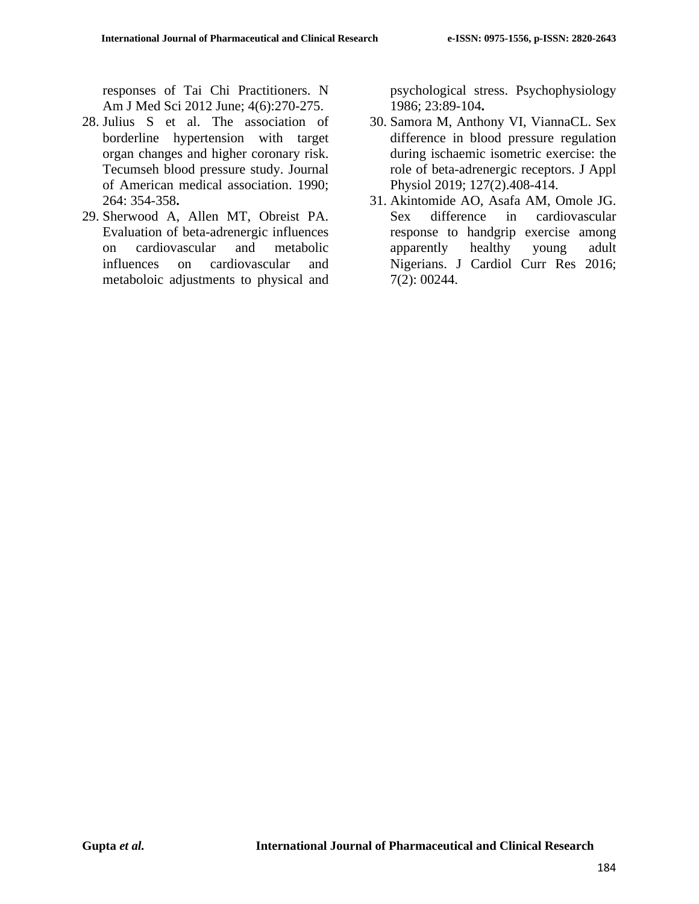responses of Tai Chi Practitioners. N Am J Med Sci 2012 June; 4(6):270-275.

28. Julius S et al. The association of borderline hypertension with target organ changes and higher coronary risk. Tecumseh blood pressure study. Journal of American medical association. 1990; 264: 354-358**.**
29. Sherwood A, Allen MT, Obreist PA. Evaluation of beta-adrenergic influences on cardiovascular and metabolic influences on cardiovascular and metaboloic adjustments to physical and psychological stress. Psychophysiology 1986; 23:89-104**.**
30. Samora M, Anthony VI, ViannaCL. Sex difference in blood pressure regulation during ischaemic isometric exercise: the role of beta-adrenergic receptors. J Appl Physiol 2019; 127(2).408-414.
31. Akintomide AO, Asafa AM, Omole JG. Sex difference in cardiovascular response to handgrip exercise among apparently healthy young adult Nigerians. J Cardiol Curr Res 2016; 7(2): 00244.